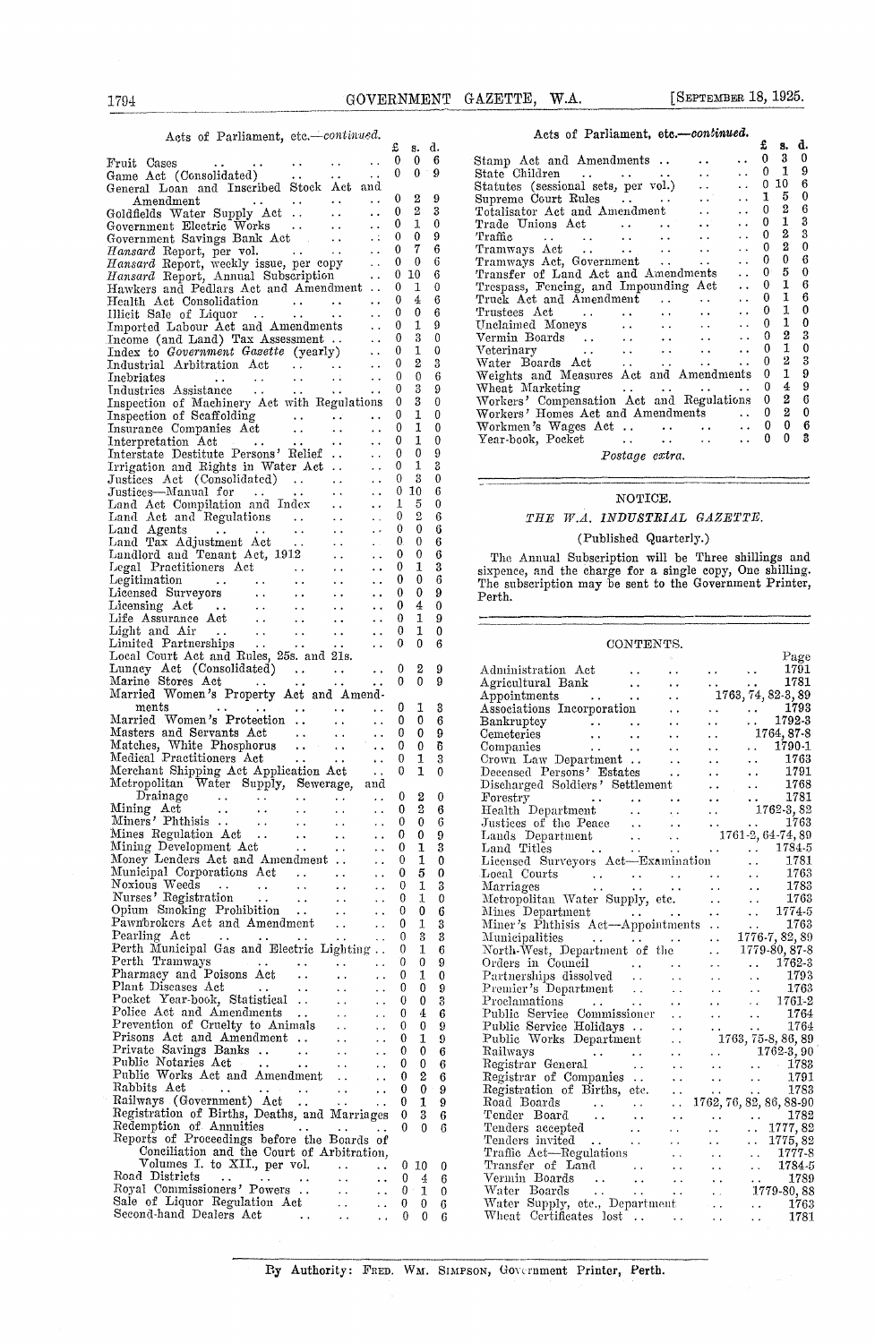Acts of Parliament, etc.—*continued.*

| | £ | s. | d. |
|---|---|---|---|
| Fruit Cases | 0 | 0 | 6 |
| Game Act (Consolidated) | 0 | 0 | 9 |
| General Loan and Inscribed Stock Act and Amendment | 0 | 2 | 9 |
| Goldfields Water Supply Act | 0 | 2 | 3 |
| Government Electric Works | 0 | 1 | 0 |
| Government Savings Bank Act | 0 | 0 | 9 |
| *Hansard* Report, per vol. | 0 | 7 | 6 |
| *Hansard* Report, weekly issue, per copy | 0 | 0 | 6 |
| *Hansard* Report, Annual Subscription | 0 | 10 | 6 |
| Hawkers and Pedlars Act and Amendment | 0 | 1 | 0 |
| Health Act Consolidation | 0 | 4 | 6 |
| Illicit Sale of Liquor | 0 | 0 | 6 |
| Imported Labour Act and Amendments | 0 | 1 | 9 |
| Income (and Land) Tax Assessment | 0 | 3 | 0 |
| Index to *Government Gazette* (yearly) | 0 | 1 | 0 |
| Industrial Arbitration Act | 0 | 2 | 3 |
| Inebriates | 0 | 0 | 6 |
| Industries Assistance | 0 | 3 | 9 |
| Inspection of Machinery Act with Regulations | 0 | 3 | 0 |
| Inspection of Scaffolding | 0 | 1 | 0 |
| Insurance Companies Act | 0 | 1 | 0 |
| Interpretation Act | 0 | 1 | 0 |
| Interstate Destitute Persons' Relief | 0 | 0 | 9 |
| Irrigation and Rights in Water Act | 0 | 1 | 3 |
| Justices Act (Consolidated) | 0 | 3 | 0 |
| Justices—Manual for | 0 | 10 | 6 |
| Land Act Compilation and Index | 1 | 5 | 0 |
| Land Act and Regulations | 0 | 2 | 6 |
| Land Agents | 0 | 0 | 6 |
| Land Tax Adjustment Act | 0 | 0 | 6 |
| Landlord and Tenant Act, 1912 | 0 | 0 | 6 |
| Legal Practitioners Act | 0 | 1 | 3 |
| Legitimation | 0 | 0 | 6 |
| Licensed Surveyors | 0 | 0 | 9 |
| Licensing Act | 0 | 4 | 0 |
| Life Assurance Act | 0 | 1 | 9 |
| Light and Air | 0 | 1 | 0 |
| Limited Partnerships | 0 | 0 | 6 |
| Local Court Act and Rules, 25s. and 21s. | | | |
| Lunacy Act (Consolidated) | 0 | 2 | 9 |
| Marine Stores Act | 0 | 0 | 9 |
| Married Women's Property Act and Amendments | 0 | 1 | 3 |
| Married Women's Protection | 0 | 0 | 6 |
| Masters and Servants Act | 0 | 0 | 9 |
| Matches, White Phosphorus | 0 | 0 | 6 |
| Medical Practitioners Act | 0 | 1 | 3 |
| Merchant Shipping Act Application Act | 0 | 1 | 0 |
| Metropolitan Water Supply, Sewerage, and Drainage | 0 | 2 | 0 |
| Mining Act | 0 | 2 | 6 |
| Miners' Phthisis | 0 | 0 | 6 |
| Mines Regulation Act | 0 | 0 | 9 |
| Mining Development Act | 0 | 1 | 3 |
| Money Lenders Act and Amendment | 0 | 1 | 0 |
| Municipal Corporations Act | 0 | 5 | 0 |
| Noxious Weeds | 0 | 1 | 3 |
| Nurses' Registration | 0 | 1 | 0 |
| Opium Smoking Prohibition | 0 | 0 | 6 |
| Pawnbrokers Act and Amendment | 0 | 1 | 3 |
| Pearling Act | 0 | 3 | 3 |
| Perth Municipal Gas and Electric Lighting | 0 | 1 | 6 |
| Perth Tramways | 0 | 0 | 9 |
| Pharmacy and Poisons Act | 0 | 1 | 0 |
| Plant Diseases Act | 0 | 0 | 9 |
| Pocket Year-book, Statistical | 0 | 0 | 3 |
| Police Act and Amendments | 0 | 4 | 6 |
| Prevention of Cruelty to Animals | 0 | 0 | 9 |
| Prisons Act and Amendment | 0 | 1 | 9 |
| Private Savings Banks | 0 | 0 | 6 |
| Public Notaries Act | 0 | 0 | 6 |
| Public Works Act and Amendment | 0 | 2 | 6 |
| Rabbits Act | 0 | 0 | 9 |
| Railways (Government) Act | 0 | 1 | 9 |
| Registration of Births, Deaths, and Marriages | 0 | 3 | 6 |
| Redemption of Annuities | 0 | 0 | 6 |
| Reports of Proceedings before the Boards of Conciliation and the Court of Arbitration, Volumes I. to XII., per vol. | 0 | 10 | 0 |
| Road Districts | 0 | 4 | 6 |
| Royal Commissioners' Powers | 0 | 1 | 0 |
| Sale of Liquor Regulation Act | 0 | 0 | 6 |
| Second-hand Dealers Act | 0 | 0 | 6 |
| Stamp Act and Amendments | 0 | 3 | 0 |
| State Children | 0 | 1 | 9 |
| Statutes (sessional sets, per vol.) | 0 | 10 | 6 |
| Supreme Court Rules | 1 | 5 | 0 |
| Totalisator Act and Amendment | 0 | 2 | 6 |
| Trade Unions Act | 0 | 1 | 3 |
| Traffic | 0 | 2 | 3 |
| Tramways Act | 0 | 2 | 0 |
| Tramways Act, Government | 0 | 0 | 6 |
| Transfer of Land Act and Amendments | 0 | 5 | 0 |
| Trespass, Fencing, and Impounding Act | 0 | 1 | 6 |
| Truck Act and Amendment | 0 | 1 | 6 |
| Trustees Act | 0 | 1 | 0 |
| Unclaimed Moneys | 0 | 1 | 0 |
| Vermin Boards | 0 | 2 | 3 |
| Veterinary | 0 | 1 | 0 |
| Water Boards Act | 0 | 2 | 3 |
| Weights and Measures Act and Amendments | 0 | 1 | 9 |
| Wheat Marketing | 0 | 4 | 9 |
| Workers' Compensation Act and Regulations | 0 | 2 | 6 |
| Workers' Homes Act and Amendments | 0 | 2 | 0 |
| Workmen's Wages Act | 0 | 0 | 6 |
| Year-book, Pocket | 0 | 0 | 3 |

*Postage extra.*

---

## NOTICE.

### *THE W.A. INDUSTRIAL GAZETTE.*

(Published Quarterly.)

The Annual Subscription will be Three shillings and sixpence, and the charge for a single copy, One shilling. The subscription may be sent to the Government Printer, Perth.

---

## CONTENTS.

| | Page |
|---|---|
| Administration Act | 1791 |
| Agricultural Bank | 1781 |
| Appointments | 1763, 74, 82-3, 89 |
| Associations Incorporation | 1793 |
| Bankruptcy | 1792-3 |
| Cemeteries | 1764, 87-8 |
| Companies | 1790-1 |
| Crown Law Department | 1763 |
| Deceased Persons' Estates | 1791 |
| Discharged Soldiers' Settlement | 1768 |
| Forestry | 1781 |
| Health Department | 1762-3, 82 |
| Justices of the Peace | 1763 |
| Lands Department | 1761-2, 64-74, 89 |
| Land Titles | 1784-5 |
| Licensed Surveyors Act—Examination | 1781 |
| Local Courts | 1763 |
| Marriages | 1783 |
| Metropolitan Water Supply, etc. | 1763 |
| Mines Department | 1774-5 |
| Miner's Phthisis Act—Appointments | 1763 |
| Municipalities | 1776-7, 82, 89 |
| North-West, Department of the | 1779-80, 87-8 |
| Orders in Council | 1762-3 |
| Partnerships dissolved | 1793 |
| Premier's Department | 1763 |
| Proclamations | 1761-2 |
| Public Service Commissioner | 1764 |
| Public Service Holidays | 1764 |
| Public Works Department | 1763, 75-8, 86, 89 |
| Railways | 1762-3, 90 |
| Registrar General | 1783 |
| Registrar of Companies | 1791 |
| Registration of Births, etc. | 1783 |
| Road Boards | 1762, 76, 82, 86, 88-90 |
| Tender Board | 1782 |
| Tenders accepted | 1777, 82 |
| Tenders invited | 1775, 82 |
| Traffic Act—Regulations | 1777-8 |
| Transfer of Land | 1784-5 |
| Vermin Boards | 1789 |
| Water Boards | 1779-80, 88 |
| Water Supply, etc., Department | 1763 |
| Wheat Certificates lost | 1781 |

By Authority: FRED. WM. SIMPSON, Government Printer, Perth.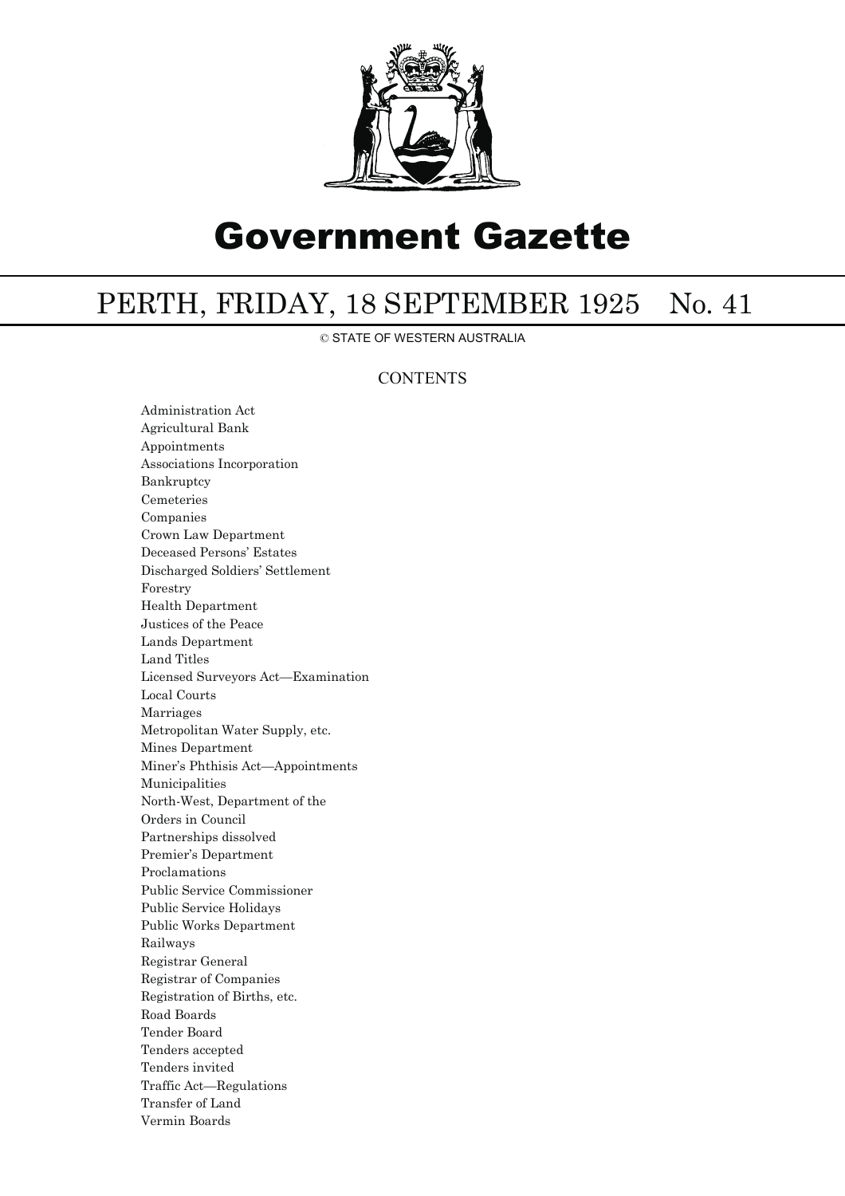# Government Gazette

# PERTH, FRIDAY, 18 SEPTEMBER 1925 No. 41

© STATE OF WESTERN AUSTRALIA

## CONTENTS

Administration Act
Agricultural Bank
Appointments
Associations Incorporation
Bankruptcy
Cemeteries
Companies
Crown Law Department
Deceased Persons' Estates
Discharged Soldiers' Settlement
Forestry
Health Department
Justices of the Peace
Lands Department
Land Titles
Licensed Surveyors Act—Examination
Local Courts
Marriages
Metropolitan Water Supply, etc.
Mines Department
Miner's Phthisis Act—Appointments
Municipalities
North-West, Department of the
Orders in Council
Partnerships dissolved
Premier's Department
Proclamations
Public Service Commissioner
Public Service Holidays
Public Works Department
Railways
Registrar General
Registrar of Companies
Registration of Births, etc.
Road Boards
Tender Board
Tenders accepted
Tenders invited
Traffic Act—Regulations
Transfer of Land
Vermin Boards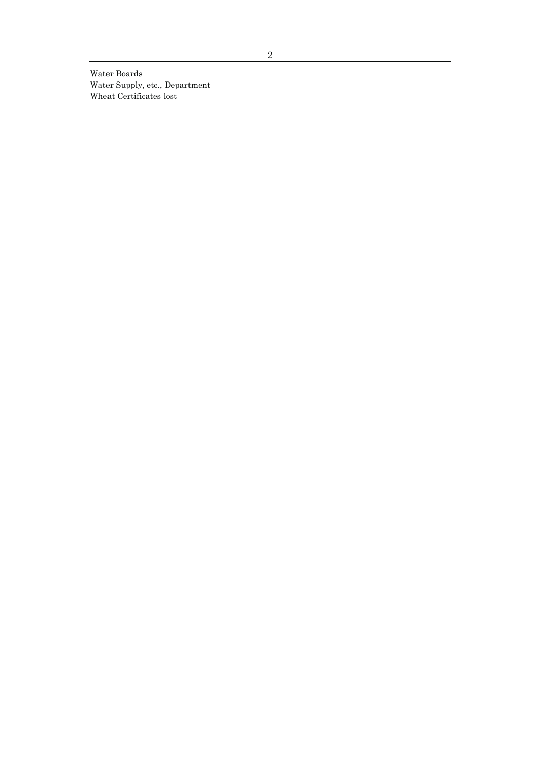Water Boards
Water Supply, etc., Department
Wheat Certificates lost